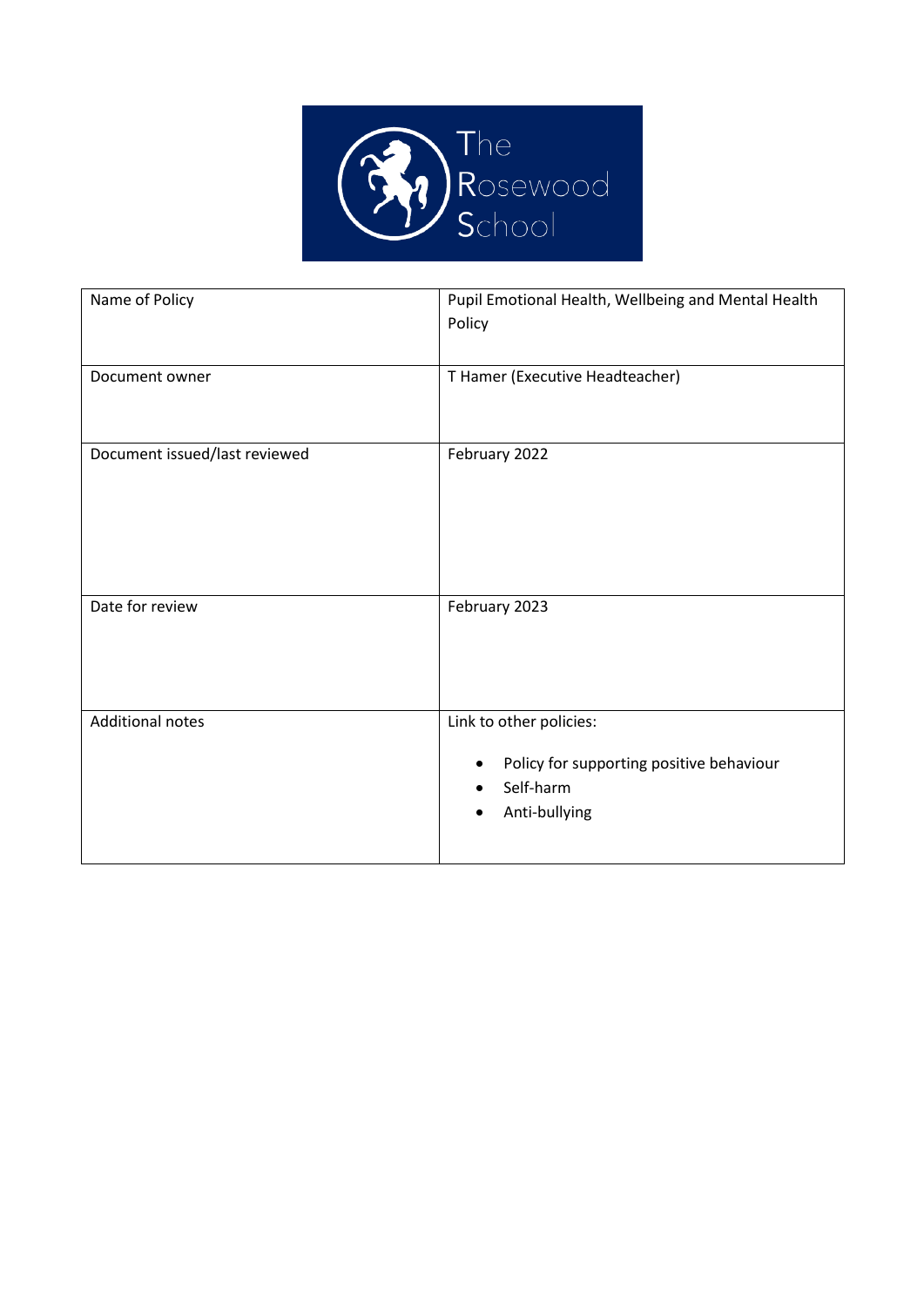The Rosewood School

| Name of Policy | Pupil Emotional Health, Wellbeing and Mental Health Policy |
| --- | --- |
| Document owner | T Hamer (Executive Headteacher) |
| Document issued/last reviewed | February 2022 |
| Date for review | February 2023 |
| Additional notes | Link to other policies:<br>• Policy for supporting positive behaviour<br>• Self-harm<br>• Anti-bullying |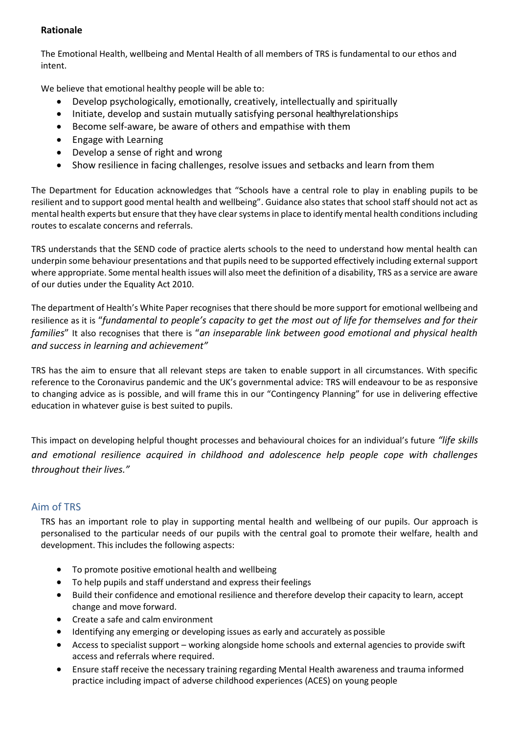**Rationale**

The Emotional Health, wellbeing and Mental Health of all members of TRS is fundamental to our ethos and intent.

We believe that emotional healthy people will be able to:

- Develop psychologically, emotionally, creatively, intellectually and spiritually
- Initiate, develop and sustain mutually satisfying personal healthyrelationships
- Become self-aware, be aware of others and empathise with them
- Engage with Learning
- Develop a sense of right and wrong
- Show resilience in facing challenges, resolve issues and setbacks and learn from them

The Department for Education acknowledges that "Schools have a central role to play in enabling pupils to be resilient and to support good mental health and wellbeing". Guidance also states that school staff should not act as mental health experts but ensure that they have clear systems in place to identify mental health conditions including routes to escalate concerns and referrals.

TRS understands that the SEND code of practice alerts schools to the need to understand how mental health can underpin some behaviour presentations and that pupils need to be supported effectively including external support where appropriate. Some mental health issues will also meet the definition of a disability, TRS as a service are aware of our duties under the Equality Act 2010.

The department of Health's White Paper recognises that there should be more support for emotional wellbeing and resilience as it is "*fundamental to people's capacity to get the most out of life for themselves and for their families*" It also recognises that there is "*an inseparable link between good emotional and physical health and success in learning and achievement"*

TRS has the aim to ensure that all relevant steps are taken to enable support in all circumstances. With specific reference to the Coronavirus pandemic and the UK's governmental advice: TRS will endeavour to be as responsive to changing advice as is possible, and will frame this in our "Contingency Planning" for use in delivering effective education in whatever guise is best suited to pupils.

This impact on developing helpful thought processes and behavioural choices for an individual's future *"life skills and emotional resilience acquired in childhood and adolescence help people cope with challenges throughout their lives."*

## Aim of TRS

TRS has an important role to play in supporting mental health and wellbeing of our pupils. Our approach is personalised to the particular needs of our pupils with the central goal to promote their welfare, health and development. This includes the following aspects:

- To promote positive emotional health and wellbeing
- To help pupils and staff understand and express their feelings
- Build their confidence and emotional resilience and therefore develop their capacity to learn, accept change and move forward.
- Create a safe and calm environment
- Identifying any emerging or developing issues as early and accurately as possible
- Access to specialist support – working alongside home schools and external agencies to provide swift access and referrals where required.
- Ensure staff receive the necessary training regarding Mental Health awareness and trauma informed practice including impact of adverse childhood experiences (ACES) on young people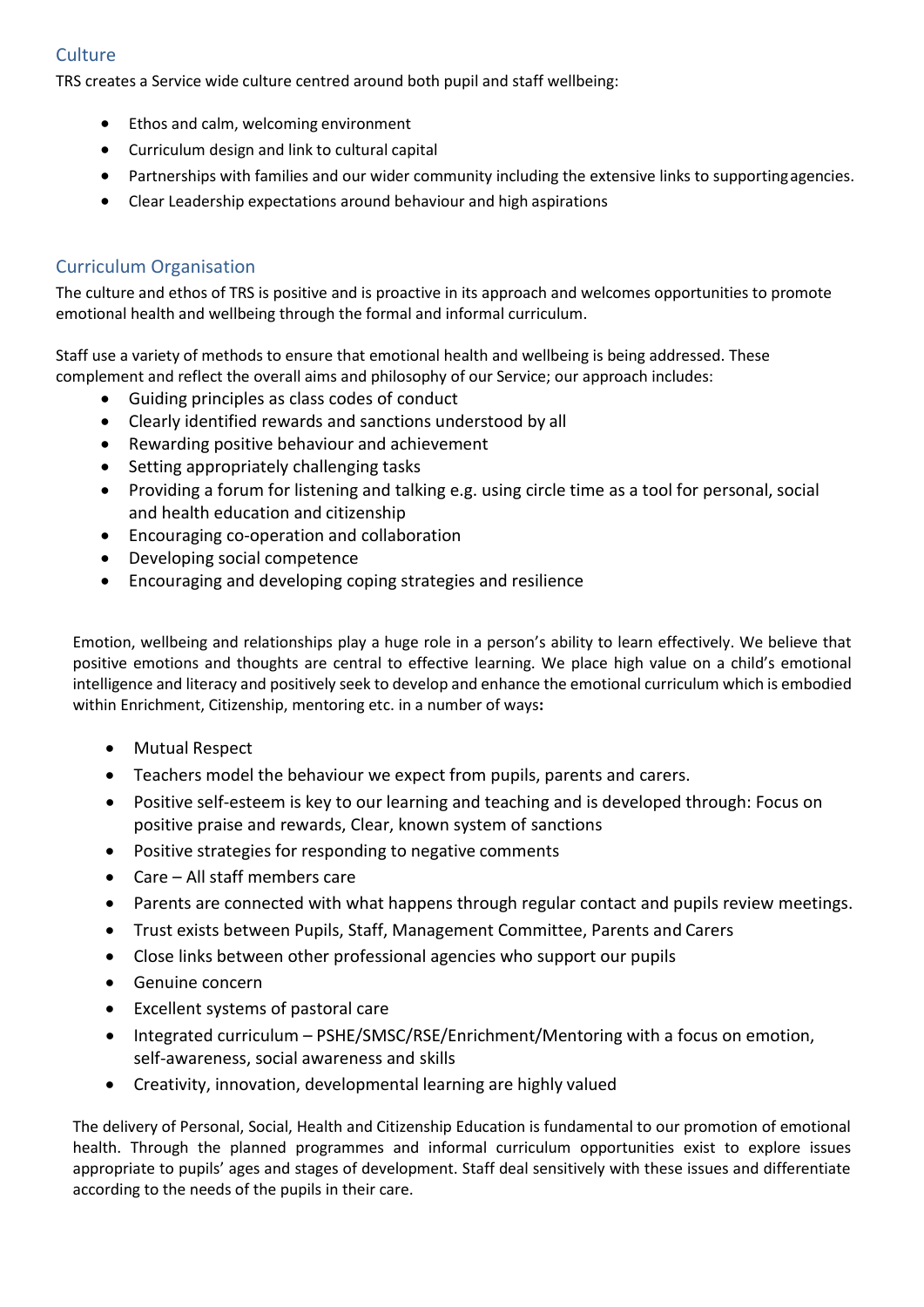## Culture

TRS creates a Service wide culture centred around both pupil and staff wellbeing:

- Ethos and calm, welcoming environment
- Curriculum design and link to cultural capital
- Partnerships with families and our wider community including the extensive links to supporting agencies.
- Clear Leadership expectations around behaviour and high aspirations

## Curriculum Organisation

The culture and ethos of TRS is positive and is proactive in its approach and welcomes opportunities to promote emotional health and wellbeing through the formal and informal curriculum.

Staff use a variety of methods to ensure that emotional health and wellbeing is being addressed. These complement and reflect the overall aims and philosophy of our Service; our approach includes:

- Guiding principles as class codes of conduct
- Clearly identified rewards and sanctions understood by all
- Rewarding positive behaviour and achievement
- Setting appropriately challenging tasks
- Providing a forum for listening and talking e.g. using circle time as a tool for personal, social and health education and citizenship
- Encouraging co-operation and collaboration
- Developing social competence
- Encouraging and developing coping strategies and resilience

Emotion, wellbeing and relationships play a huge role in a person's ability to learn effectively. We believe that positive emotions and thoughts are central to effective learning. We place high value on a child's emotional intelligence and literacy and positively seek to develop and enhance the emotional curriculum which is embodied within Enrichment, Citizenship, mentoring etc. in a number of ways**:**

- Mutual Respect
- Teachers model the behaviour we expect from pupils, parents and carers.
- Positive self-esteem is key to our learning and teaching and is developed through: Focus on positive praise and rewards, Clear, known system of sanctions
- Positive strategies for responding to negative comments
- Care – All staff members care
- Parents are connected with what happens through regular contact and pupils review meetings.
- Trust exists between Pupils, Staff, Management Committee, Parents and Carers
- Close links between other professional agencies who support our pupils
- Genuine concern
- Excellent systems of pastoral care
- Integrated curriculum – PSHE/SMSC/RSE/Enrichment/Mentoring with a focus on emotion, self-awareness, social awareness and skills
- Creativity, innovation, developmental learning are highly valued

The delivery of Personal, Social, Health and Citizenship Education is fundamental to our promotion of emotional health. Through the planned programmes and informal curriculum opportunities exist to explore issues appropriate to pupils' ages and stages of development. Staff deal sensitively with these issues and differentiate according to the needs of the pupils in their care.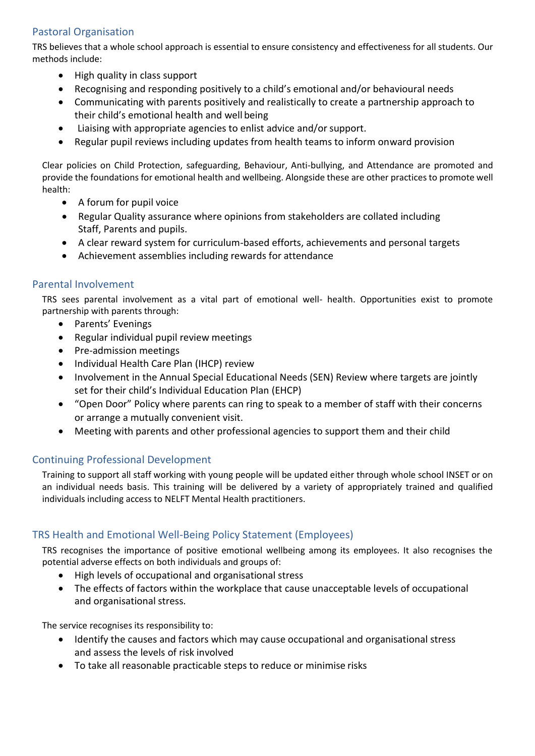## Pastoral Organisation

TRS believes that a whole school approach is essential to ensure consistency and effectiveness for all students. Our methods include:

- High quality in class support
- Recognising and responding positively to a child's emotional and/or behavioural needs
- Communicating with parents positively and realistically to create a partnership approach to their child's emotional health and well being
- Liaising with appropriate agencies to enlist advice and/or support.
- Regular pupil reviews including updates from health teams to inform onward provision

Clear policies on Child Protection, safeguarding, Behaviour, Anti-bullying, and Attendance are promoted and provide the foundations for emotional health and wellbeing. Alongside these are other practices to promote well health:

- A forum for pupil voice
- Regular Quality assurance where opinions from stakeholders are collated including Staff, Parents and pupils.
- A clear reward system for curriculum-based efforts, achievements and personal targets
- Achievement assemblies including rewards for attendance

## Parental Involvement

TRS sees parental involvement as a vital part of emotional well- health. Opportunities exist to promote partnership with parents through:

- Parents' Evenings
- Regular individual pupil review meetings
- Pre-admission meetings
- Individual Health Care Plan (IHCP) review
- Involvement in the Annual Special Educational Needs (SEN) Review where targets are jointly set for their child's Individual Education Plan (EHCP)
- "Open Door" Policy where parents can ring to speak to a member of staff with their concerns or arrange a mutually convenient visit.
- Meeting with parents and other professional agencies to support them and their child

## Continuing Professional Development

Training to support all staff working with young people will be updated either through whole school INSET or on an individual needs basis. This training will be delivered by a variety of appropriately trained and qualified individuals including access to NELFT Mental Health practitioners.

## TRS Health and Emotional Well-Being Policy Statement (Employees)

TRS recognises the importance of positive emotional wellbeing among its employees. It also recognises the potential adverse effects on both individuals and groups of:

- High levels of occupational and organisational stress
- The effects of factors within the workplace that cause unacceptable levels of occupational and organisational stress.

The service recognises its responsibility to:

- Identify the causes and factors which may cause occupational and organisational stress and assess the levels of risk involved
- To take all reasonable practicable steps to reduce or minimise risks